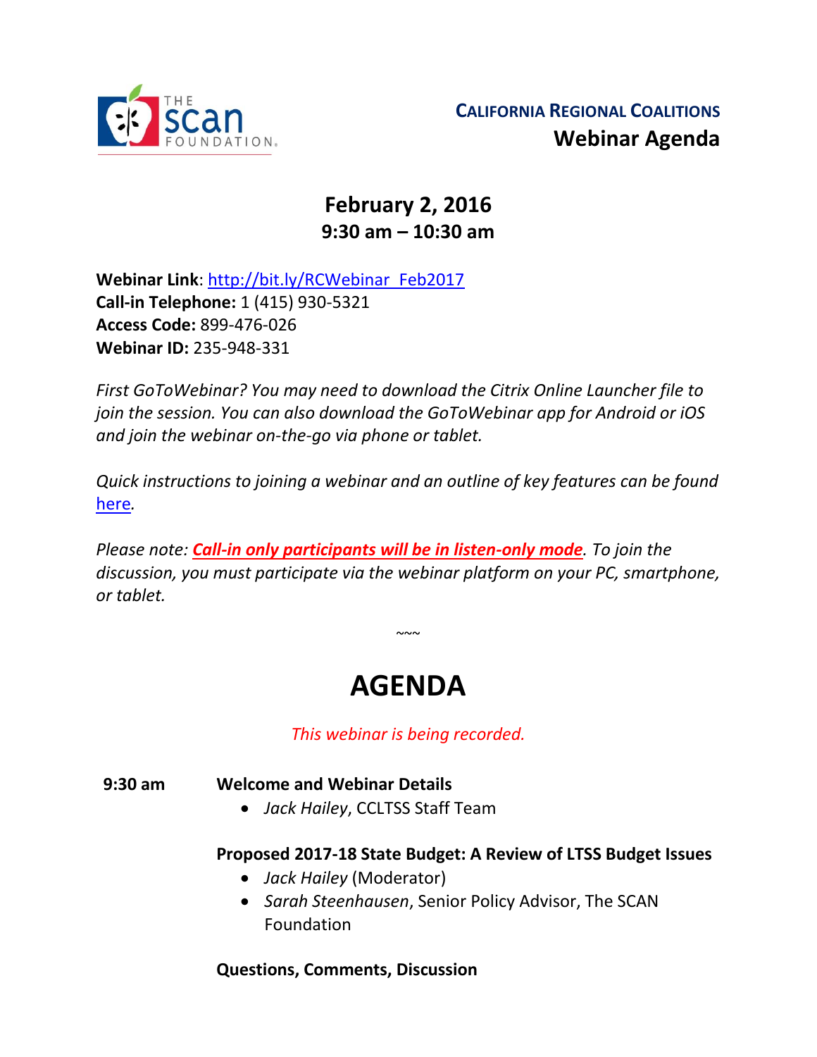THE SCAN FOUNDATION

**CALIFORNIA REGIONAL COALITIONS**
**Webinar Agenda**

## February 2, 2016
### 9:30 am – 10:30 am

**Webinar Link**: [http://bit.ly/RCWebinar_Feb2017](http://bit.ly/RCWebinar_Feb2017)
**Call-in Telephone:** 1 (415) 930-5321
**Access Code:** 899-476-026
**Webinar ID:** 235-948-331

*First GoToWebinar? You may need to download the Citrix Online Launcher file to join the session. You can also download the GoToWebinar app for Android or iOS and join the webinar on-the-go via phone or tablet.*

*Quick instructions to joining a webinar and an outline of key features can be found here.*

*Please note: **Call-in only participants will be in listen-only mode**. To join the discussion, you must participate via the webinar platform on your PC, smartphone, or tablet.*

~~~

# AGENDA

*This webinar is being recorded.*

**9:30 am** **Welcome and Webinar Details**
- *Jack Hailey*, CCLTSS Staff Team

**Proposed 2017-18 State Budget: A Review of LTSS Budget Issues**
- *Jack Hailey* (Moderator)
- *Sarah Steenhausen*, Senior Policy Advisor, The SCAN Foundation

**Questions, Comments, Discussion**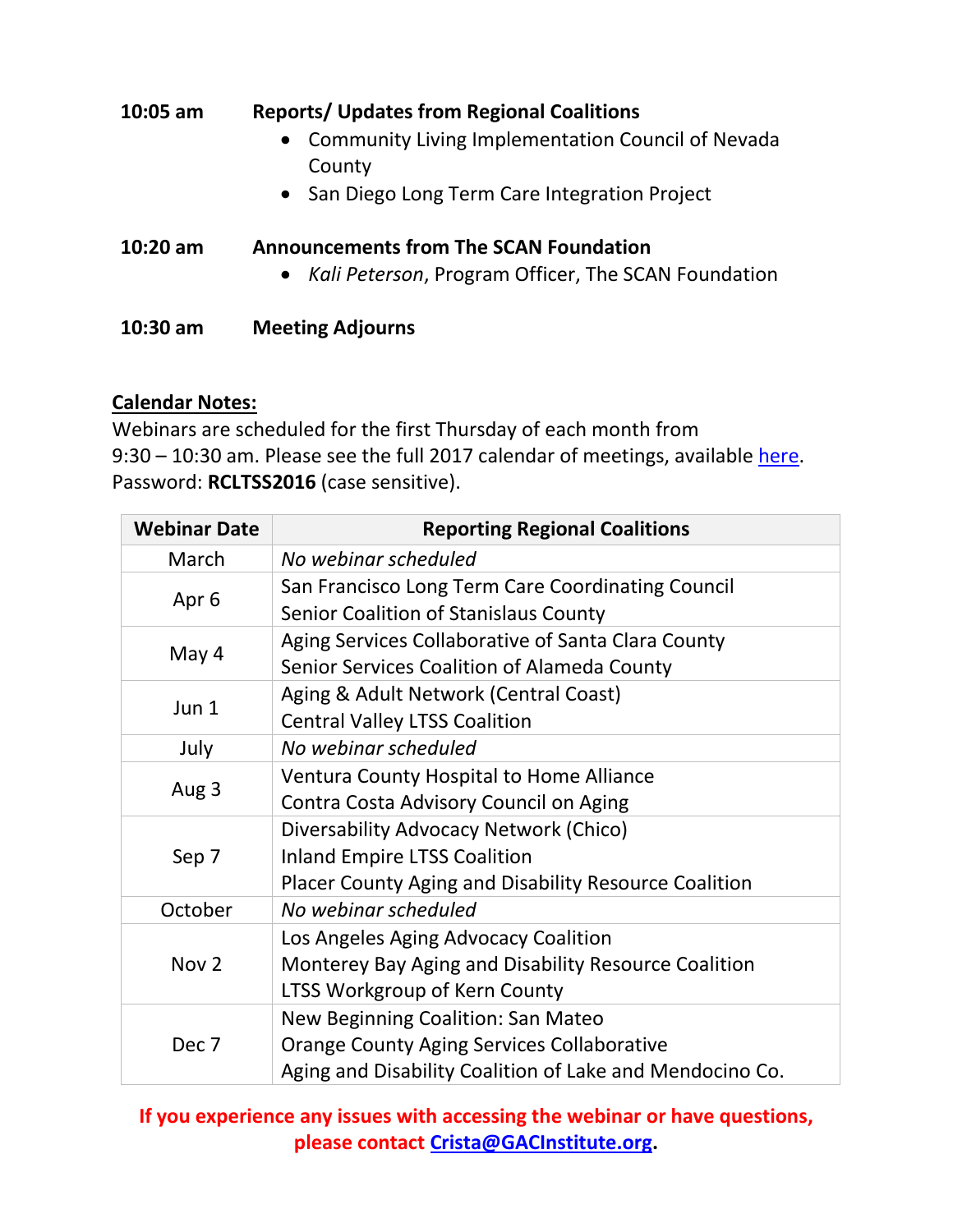**10:05 am** **Reports/ Updates from Regional Coalitions**

- Community Living Implementation Council of Nevada County
- San Diego Long Term Care Integration Project

**10:20 am** **Announcements from The SCAN Foundation**

- *Kali Peterson*, Program Officer, The SCAN Foundation

**10:30 am** **Meeting Adjourns**

**Calendar Notes:**

Webinars are scheduled for the first Thursday of each month from 9:30 – 10:30 am. Please see the full 2017 calendar of meetings, available here. Password: **RCLTSS2016** (case sensitive).

| Webinar Date | Reporting Regional Coalitions |
|---|---|
| March | *No webinar scheduled* |
| Apr 6 | San Francisco Long Term Care Coordinating Council<br>Senior Coalition of Stanislaus County |
| May 4 | Aging Services Collaborative of Santa Clara County<br>Senior Services Coalition of Alameda County |
| Jun 1 | Aging & Adult Network (Central Coast)<br>Central Valley LTSS Coalition |
| July | *No webinar scheduled* |
| Aug 3 | Ventura County Hospital to Home Alliance<br>Contra Costa Advisory Council on Aging |
| Sep 7 | Diversability Advocacy Network (Chico)<br>Inland Empire LTSS Coalition<br>Placer County Aging and Disability Resource Coalition |
| October | *No webinar scheduled* |
| Nov 2 | Los Angeles Aging Advocacy Coalition<br>Monterey Bay Aging and Disability Resource Coalition<br>LTSS Workgroup of Kern County |
| Dec 7 | New Beginning Coalition: San Mateo<br>Orange County Aging Services Collaborative<br>Aging and Disability Coalition of Lake and Mendocino Co. |

**If you experience any issues with accessing the webinar or have questions, please contact Crista@GACInstitute.org.**